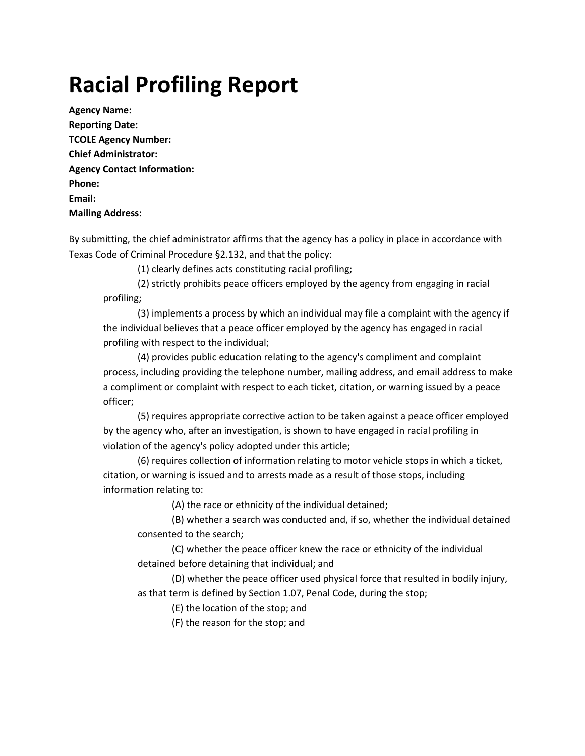# Racial Profiling Report

**Agency Name:**
**Reporting Date:**
**TCOLE Agency Number:**
**Chief Administrator:**
**Agency Contact Information:**
**Phone:**
**Email:**
**Mailing Address:**

By submitting, the chief administrator affirms that the agency has a policy in place in accordance with Texas Code of Criminal Procedure §2.132, and that the policy:

(1) clearly defines acts constituting racial profiling;

(2) strictly prohibits peace officers employed by the agency from engaging in racial profiling;

(3) implements a process by which an individual may file a complaint with the agency if the individual believes that a peace officer employed by the agency has engaged in racial profiling with respect to the individual;

(4) provides public education relating to the agency's compliment and complaint process, including providing the telephone number, mailing address, and email address to make a compliment or complaint with respect to each ticket, citation, or warning issued by a peace officer;

(5) requires appropriate corrective action to be taken against a peace officer employed by the agency who, after an investigation, is shown to have engaged in racial profiling in violation of the agency's policy adopted under this article;

(6) requires collection of information relating to motor vehicle stops in which a ticket, citation, or warning is issued and to arrests made as a result of those stops, including information relating to:

> (A) the race or ethnicity of the individual detained;
>
> (B) whether a search was conducted and, if so, whether the individual detained consented to the search;
>
> (C) whether the peace officer knew the race or ethnicity of the individual detained before detaining that individual; and
>
> (D) whether the peace officer used physical force that resulted in bodily injury, as that term is defined by Section 1.07, Penal Code, during the stop;
>
> (E) the location of the stop; and
>
> (F) the reason for the stop; and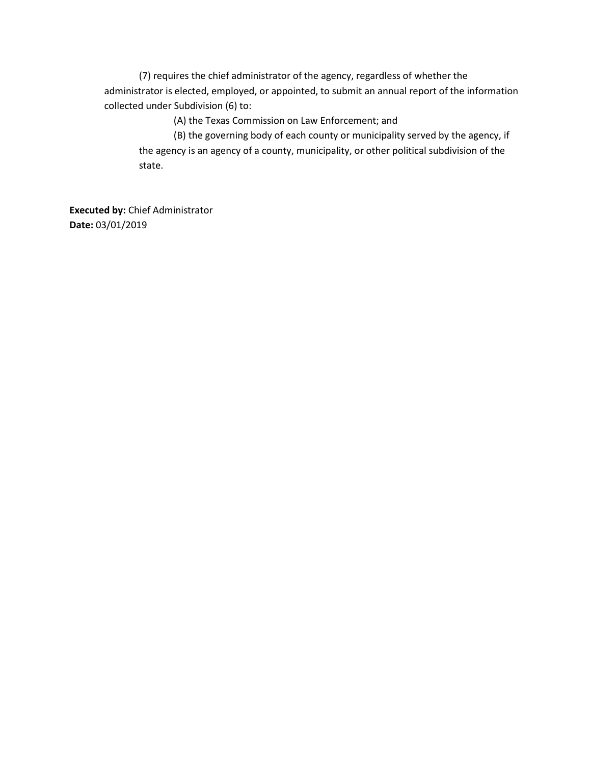(7) requires the chief administrator of the agency, regardless of whether the administrator is elected, employed, or appointed, to submit an annual report of the information collected under Subdivision (6) to:

(A) the Texas Commission on Law Enforcement; and

(B) the governing body of each county or municipality served by the agency, if the agency is an agency of a county, municipality, or other political subdivision of the state.

**Executed by:** Chief Administrator
**Date:** 03/01/2019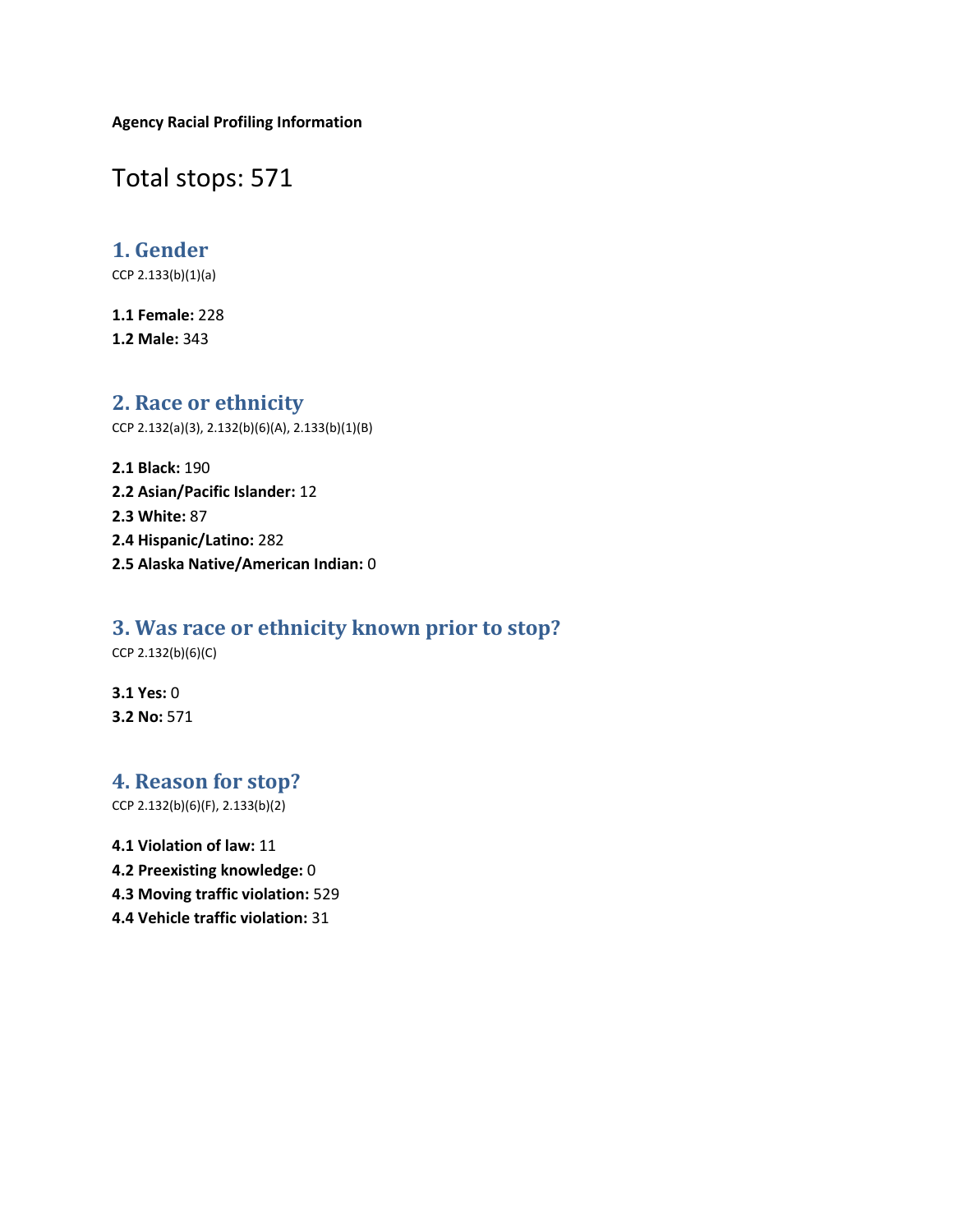**Agency Racial Profiling Information**

# Total stops: 571

## 1. Gender

CCP 2.133(b)(1)(a)

**1.1 Female:** 228
**1.2 Male:** 343

## 2. Race or ethnicity

CCP 2.132(a)(3), 2.132(b)(6)(A), 2.133(b)(1)(B)

**2.1 Black:** 190
**2.2 Asian/Pacific Islander:** 12
**2.3 White:** 87
**2.4 Hispanic/Latino:** 282
**2.5 Alaska Native/American Indian:** 0

## 3. Was race or ethnicity known prior to stop?

CCP 2.132(b)(6)(C)

**3.1 Yes:** 0
**3.2 No:** 571

## 4. Reason for stop?

CCP 2.132(b)(6)(F), 2.133(b)(2)

**4.1 Violation of law:** 11
**4.2 Preexisting knowledge:** 0
**4.3 Moving traffic violation:** 529
**4.4 Vehicle traffic violation:** 31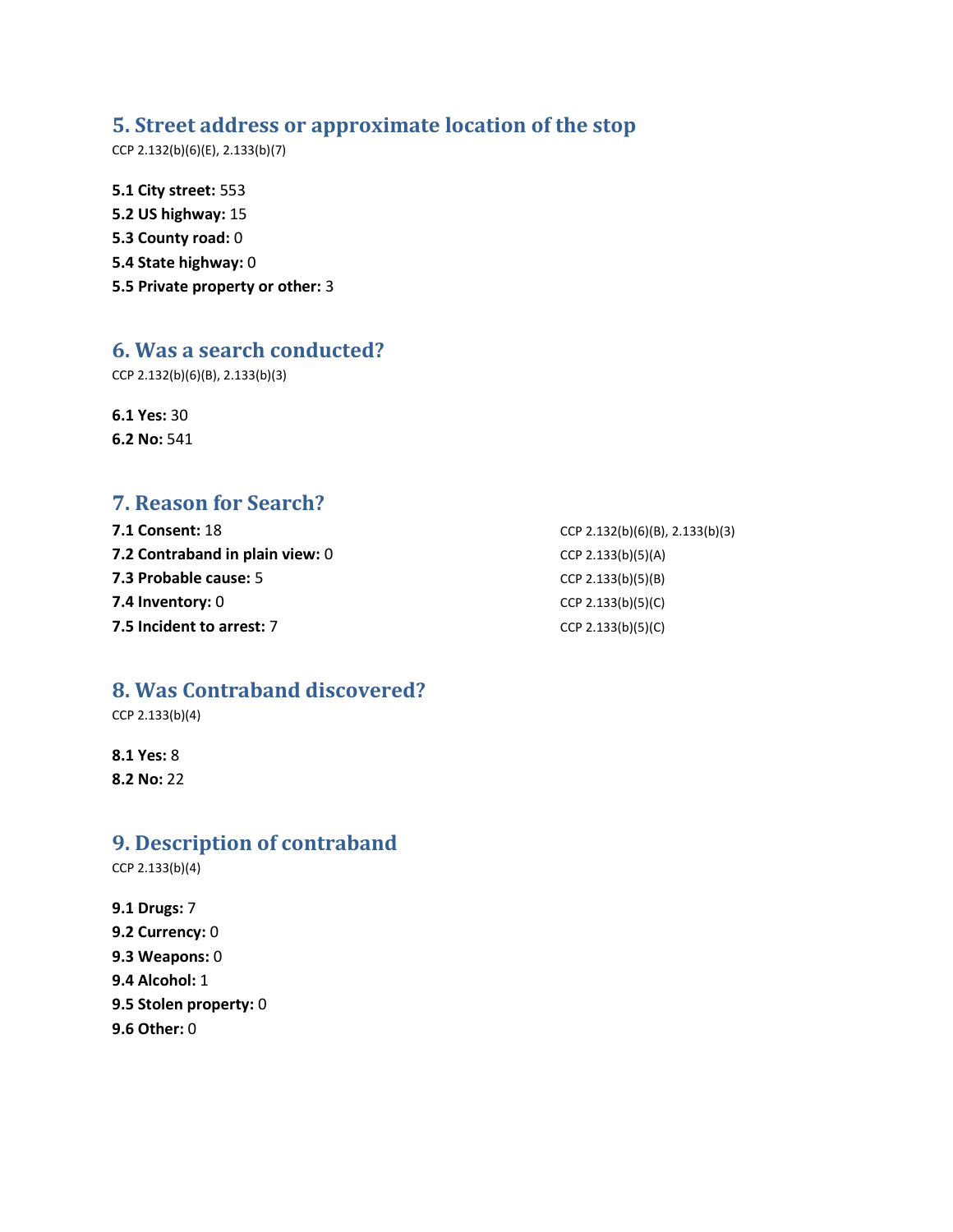## 5. Street address or approximate location of the stop

CCP 2.132(b)(6)(E), 2.133(b)(7)

**5.1 City street:** 553
**5.2 US highway:** 15
**5.3 County road:** 0
**5.4 State highway:** 0
**5.5 Private property or other:** 3

## 6. Was a search conducted?

CCP 2.132(b)(6)(B), 2.133(b)(3)

**6.1 Yes:** 30
**6.2 No:** 541

## 7. Reason for Search?

**7.1 Consent:** 18 — CCP 2.132(b)(6)(B), 2.133(b)(3)
**7.2 Contraband in plain view:** 0 — CCP 2.133(b)(5)(A)
**7.3 Probable cause:** 5 — CCP 2.133(b)(5)(B)
**7.4 Inventory:** 0 — CCP 2.133(b)(5)(C)
**7.5 Incident to arrest:** 7 — CCP 2.133(b)(5)(C)

## 8. Was Contraband discovered?

CCP 2.133(b)(4)

**8.1 Yes:** 8
**8.2 No:** 22

## 9. Description of contraband

CCP 2.133(b)(4)

**9.1 Drugs:** 7
**9.2 Currency:** 0
**9.3 Weapons:** 0
**9.4 Alcohol:** 1
**9.5 Stolen property:** 0
**9.6 Other:** 0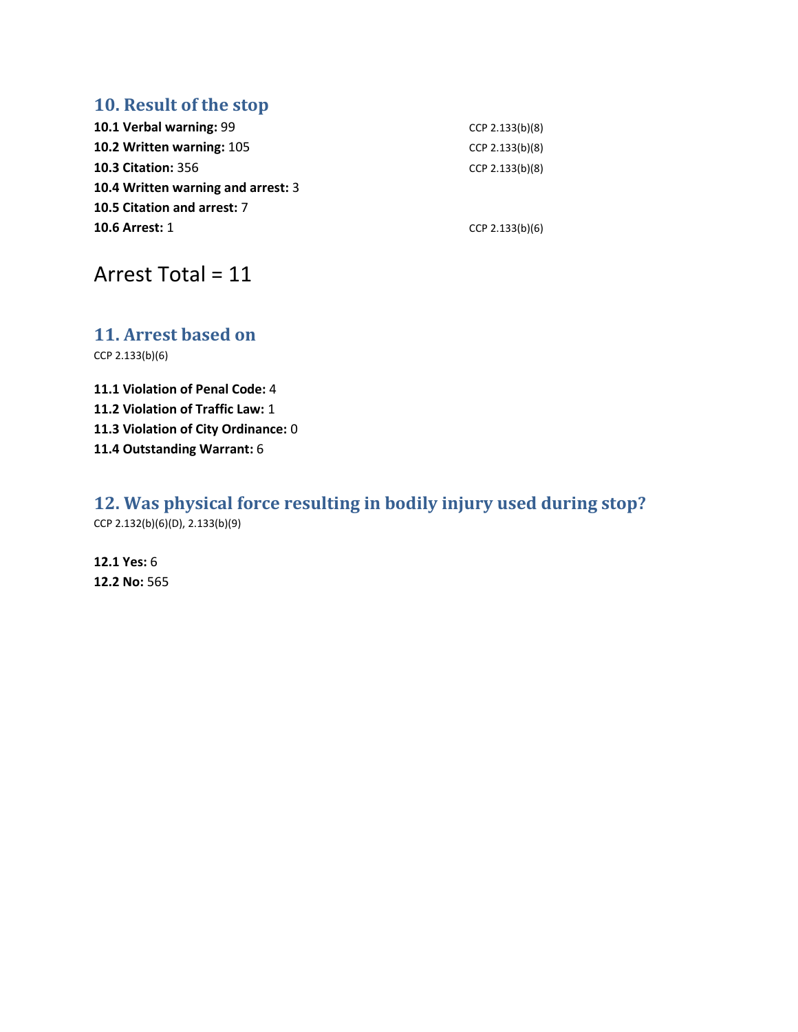## 10. Result of the stop

**10.1 Verbal warning:** 99 CCP 2.133(b)(8)
**10.2 Written warning:** 105 CCP 2.133(b)(8)
**10.3 Citation:** 356 CCP 2.133(b)(8)
**10.4 Written warning and arrest:** 3
**10.5 Citation and arrest:** 7
**10.6 Arrest:** 1 CCP 2.133(b)(6)

Arrest Total = 11

## 11. Arrest based on

CCP 2.133(b)(6)

**11.1 Violation of Penal Code:** 4
**11.2 Violation of Traffic Law:** 1
**11.3 Violation of City Ordinance:** 0
**11.4 Outstanding Warrant:** 6

## 12. Was physical force resulting in bodily injury used during stop?

CCP 2.132(b)(6)(D), 2.133(b)(9)

**12.1 Yes:** 6
**12.2 No:** 565